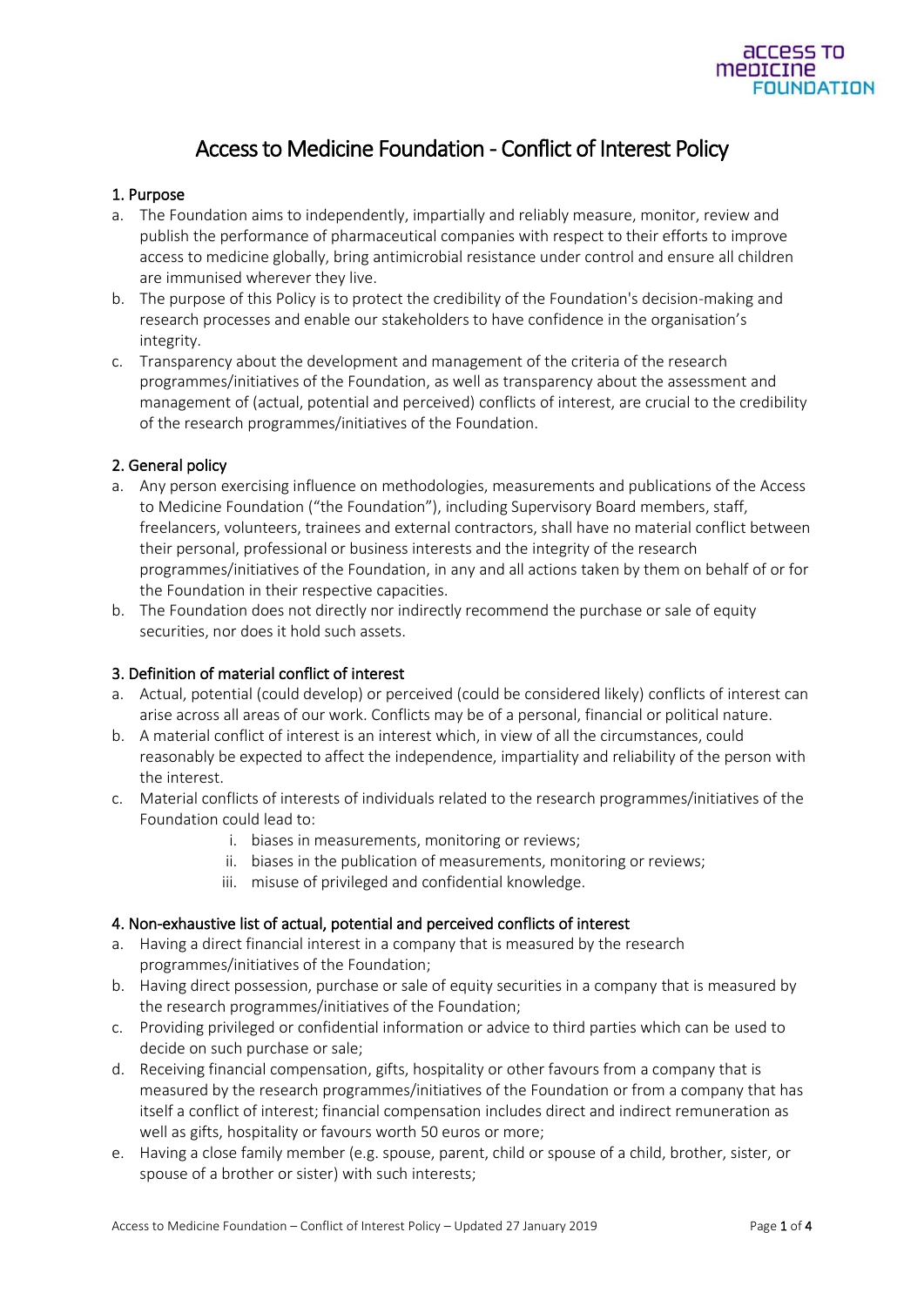# Access to Medicine Foundation - Conflict of Interest Policy

## 1. Purpose

a. The Foundation aims to independently, impartially and reliably measure, monitor, review and publish the performance of pharmaceutical companies with respect to their efforts to improve access to medicine globally, bring antimicrobial resistance under control and ensure all children are immunised wherever they live.

b. The purpose of this Policy is to protect the credibility of the Foundation's decision-making and research processes and enable our stakeholders to have confidence in the organisation's integrity.

c. Transparency about the development and management of the criteria of the research programmes/initiatives of the Foundation, as well as transparency about the assessment and management of (actual, potential and perceived) conflicts of interest, are crucial to the credibility of the research programmes/initiatives of the Foundation.

## 2. General policy

a. Any person exercising influence on methodologies, measurements and publications of the Access to Medicine Foundation ("the Foundation"), including Supervisory Board members, staff, freelancers, volunteers, trainees and external contractors, shall have no material conflict between their personal, professional or business interests and the integrity of the research programmes/initiatives of the Foundation, in any and all actions taken by them on behalf of or for the Foundation in their respective capacities.

b. The Foundation does not directly nor indirectly recommend the purchase or sale of equity securities, nor does it hold such assets.

## 3. Definition of material conflict of interest

a. Actual, potential (could develop) or perceived (could be considered likely) conflicts of interest can arise across all areas of our work. Conflicts may be of a personal, financial or political nature.

b. A material conflict of interest is an interest which, in view of all the circumstances, could reasonably be expected to affect the independence, impartiality and reliability of the person with the interest.

c. Material conflicts of interests of individuals related to the research programmes/initiatives of the Foundation could lead to:

   i. biases in measurements, monitoring or reviews;
   ii. biases in the publication of measurements, monitoring or reviews;
   iii. misuse of privileged and confidential knowledge.

## 4. Non-exhaustive list of actual, potential and perceived conflicts of interest

a. Having a direct financial interest in a company that is measured by the research programmes/initiatives of the Foundation;

b. Having direct possession, purchase or sale of equity securities in a company that is measured by the research programmes/initiatives of the Foundation;

c. Providing privileged or confidential information or advice to third parties which can be used to decide on such purchase or sale;

d. Receiving financial compensation, gifts, hospitality or other favours from a company that is measured by the research programmes/initiatives of the Foundation or from a company that has itself a conflict of interest; financial compensation includes direct and indirect remuneration as well as gifts, hospitality or favours worth 50 euros or more;

e. Having a close family member (e.g. spouse, parent, child or spouse of a child, brother, sister, or spouse of a brother or sister) with such interests;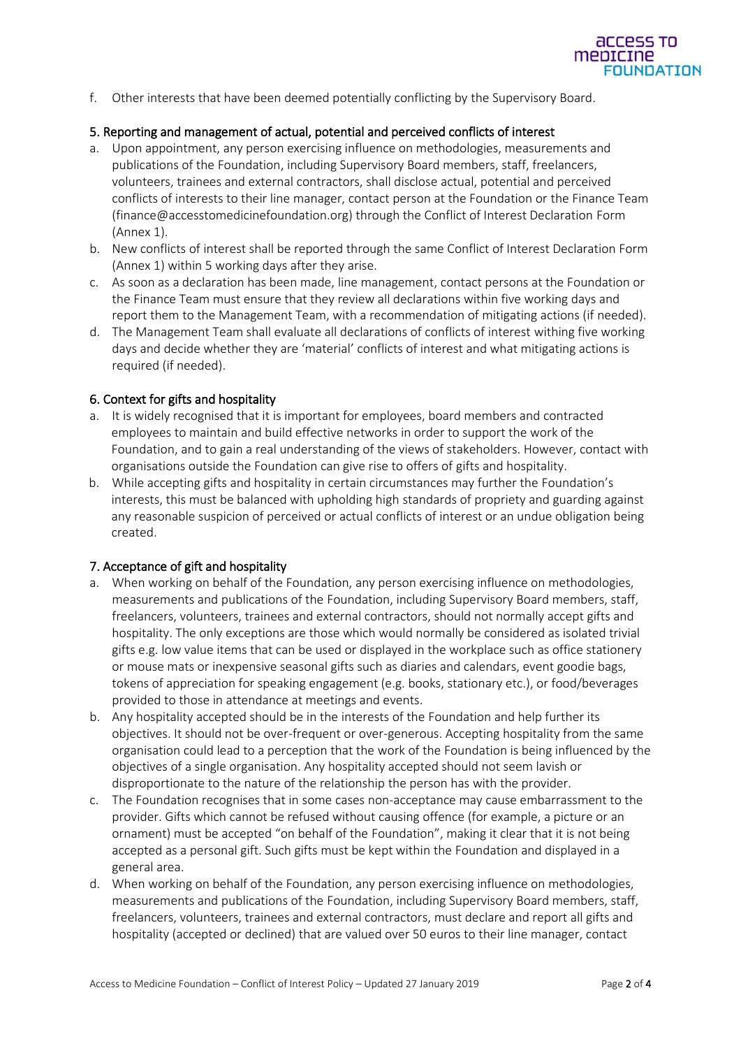f. Other interests that have been deemed potentially conflicting by the Supervisory Board.

## 5. Reporting and management of actual, potential and perceived conflicts of interest

a. Upon appointment, any person exercising influence on methodologies, measurements and publications of the Foundation, including Supervisory Board members, staff, freelancers, volunteers, trainees and external contractors, shall disclose actual, potential and perceived conflicts of interests to their line manager, contact person at the Foundation or the Finance Team (finance@accesstomedicinefoundation.org) through the Conflict of Interest Declaration Form (Annex 1).
b. New conflicts of interest shall be reported through the same Conflict of Interest Declaration Form (Annex 1) within 5 working days after they arise.
c. As soon as a declaration has been made, line management, contact persons at the Foundation or the Finance Team must ensure that they review all declarations within five working days and report them to the Management Team, with a recommendation of mitigating actions (if needed).
d. The Management Team shall evaluate all declarations of conflicts of interest withing five working days and decide whether they are 'material' conflicts of interest and what mitigating actions is required (if needed).

## 6. Context for gifts and hospitality

a. It is widely recognised that it is important for employees, board members and contracted employees to maintain and build effective networks in order to support the work of the Foundation, and to gain a real understanding of the views of stakeholders. However, contact with organisations outside the Foundation can give rise to offers of gifts and hospitality.
b. While accepting gifts and hospitality in certain circumstances may further the Foundation's interests, this must be balanced with upholding high standards of propriety and guarding against any reasonable suspicion of perceived or actual conflicts of interest or an undue obligation being created.

## 7. Acceptance of gift and hospitality

a. When working on behalf of the Foundation, any person exercising influence on methodologies, measurements and publications of the Foundation, including Supervisory Board members, staff, freelancers, volunteers, trainees and external contractors, should not normally accept gifts and hospitality. The only exceptions are those which would normally be considered as isolated trivial gifts e.g. low value items that can be used or displayed in the workplace such as office stationery or mouse mats or inexpensive seasonal gifts such as diaries and calendars, event goodie bags, tokens of appreciation for speaking engagement (e.g. books, stationary etc.), or food/beverages provided to those in attendance at meetings and events.
b. Any hospitality accepted should be in the interests of the Foundation and help further its objectives. It should not be over-frequent or over-generous. Accepting hospitality from the same organisation could lead to a perception that the work of the Foundation is being influenced by the objectives of a single organisation. Any hospitality accepted should not seem lavish or disproportionate to the nature of the relationship the person has with the provider.
c. The Foundation recognises that in some cases non-acceptance may cause embarrassment to the provider. Gifts which cannot be refused without causing offence (for example, a picture or an ornament) must be accepted "on behalf of the Foundation", making it clear that it is not being accepted as a personal gift. Such gifts must be kept within the Foundation and displayed in a general area.
d. When working on behalf of the Foundation, any person exercising influence on methodologies, measurements and publications of the Foundation, including Supervisory Board members, staff, freelancers, volunteers, trainees and external contractors, must declare and report all gifts and hospitality (accepted or declined) that are valued over 50 euros to their line manager, contact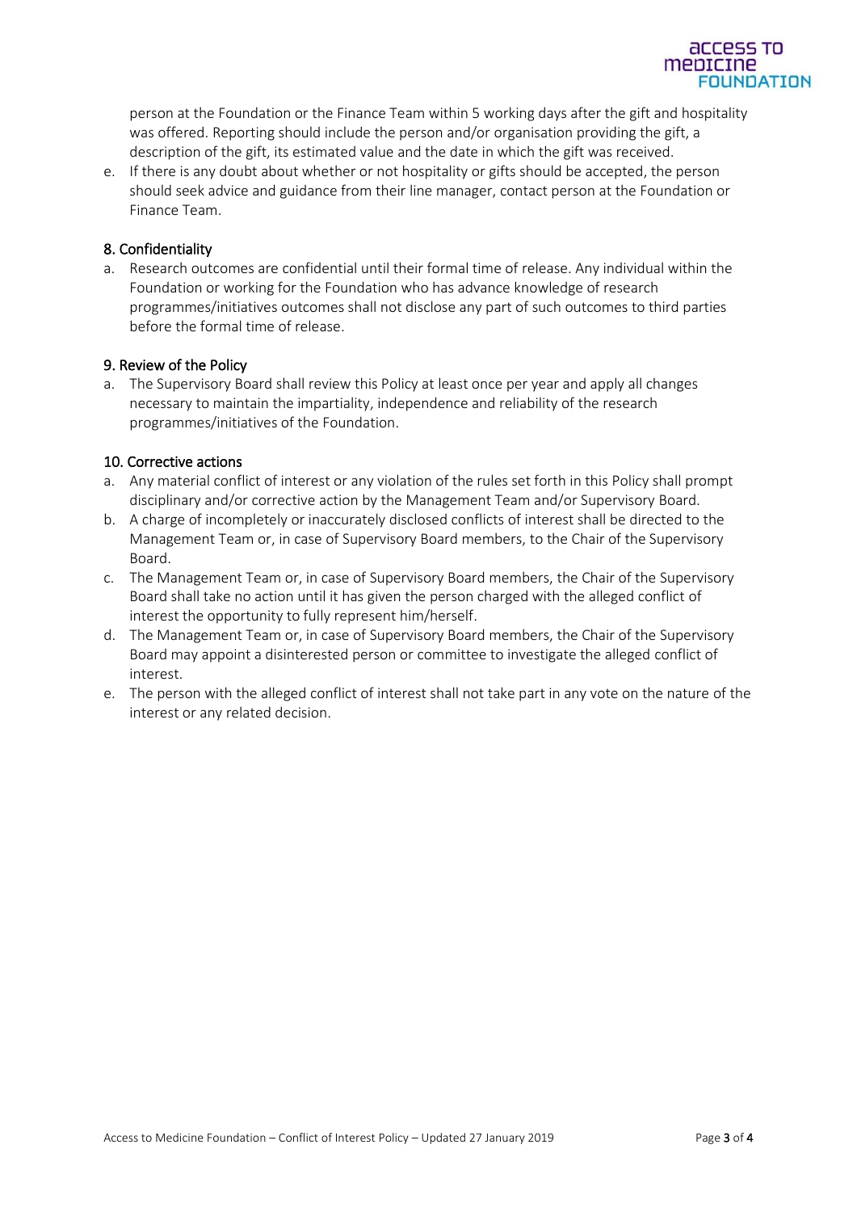person at the Foundation or the Finance Team within 5 working days after the gift and hospitality was offered. Reporting should include the person and/or organisation providing the gift, a description of the gift, its estimated value and the date in which the gift was received.

e. If there is any doubt about whether or not hospitality or gifts should be accepted, the person should seek advice and guidance from their line manager, contact person at the Foundation or Finance Team.

## 8. Confidentiality

a. Research outcomes are confidential until their formal time of release. Any individual within the Foundation or working for the Foundation who has advance knowledge of research programmes/initiatives outcomes shall not disclose any part of such outcomes to third parties before the formal time of release.

## 9. Review of the Policy

a. The Supervisory Board shall review this Policy at least once per year and apply all changes necessary to maintain the impartiality, independence and reliability of the research programmes/initiatives of the Foundation.

## 10. Corrective actions

a. Any material conflict of interest or any violation of the rules set forth in this Policy shall prompt disciplinary and/or corrective action by the Management Team and/or Supervisory Board.
b. A charge of incompletely or inaccurately disclosed conflicts of interest shall be directed to the Management Team or, in case of Supervisory Board members, to the Chair of the Supervisory Board.
c. The Management Team or, in case of Supervisory Board members, the Chair of the Supervisory Board shall take no action until it has given the person charged with the alleged conflict of interest the opportunity to fully represent him/herself.
d. The Management Team or, in case of Supervisory Board members, the Chair of the Supervisory Board may appoint a disinterested person or committee to investigate the alleged conflict of interest.
e. The person with the alleged conflict of interest shall not take part in any vote on the nature of the interest or any related decision.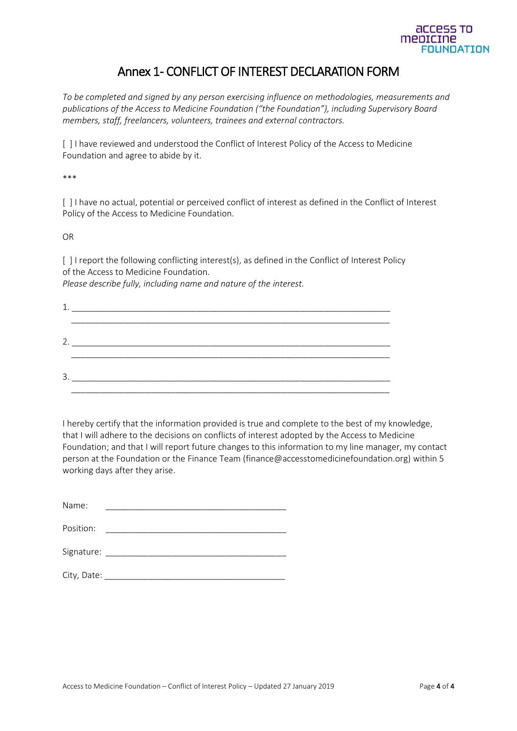# Annex 1- CONFLICT OF INTEREST DECLARATION FORM

*To be completed and signed by any person exercising influence on methodologies, measurements and publications of the Access to Medicine Foundation ("the Foundation"), including Supervisory Board members, staff, freelancers, volunteers, trainees and external contractors.*

[ ] I have reviewed and understood the Conflict of Interest Policy of the Access to Medicine Foundation and agree to abide by it.

***

[ ] I have no actual, potential or perceived conflict of interest as defined in the Conflict of Interest Policy of the Access to Medicine Foundation.

OR

[ ] I report the following conflicting interest(s), as defined in the Conflict of Interest Policy of the Access to Medicine Foundation.
*Please describe fully, including name and nature of the interest.*

1. ____________________________________________________________________
   ____________________________________________________________________

2. ____________________________________________________________________
   ____________________________________________________________________

3. ____________________________________________________________________
   ____________________________________________________________________

I hereby certify that the information provided is true and complete to the best of my knowledge, that I will adhere to the decisions on conflicts of interest adopted by the Access to Medicine Foundation; and that I will report future changes to this information to my line manager, my contact person at the Foundation or the Finance Team (finance@accesstomedicinefoundation.org) within 5 working days after they arise.

Name: ______________________________________

Position: ______________________________________

Signature: ______________________________________

City, Date: ______________________________________